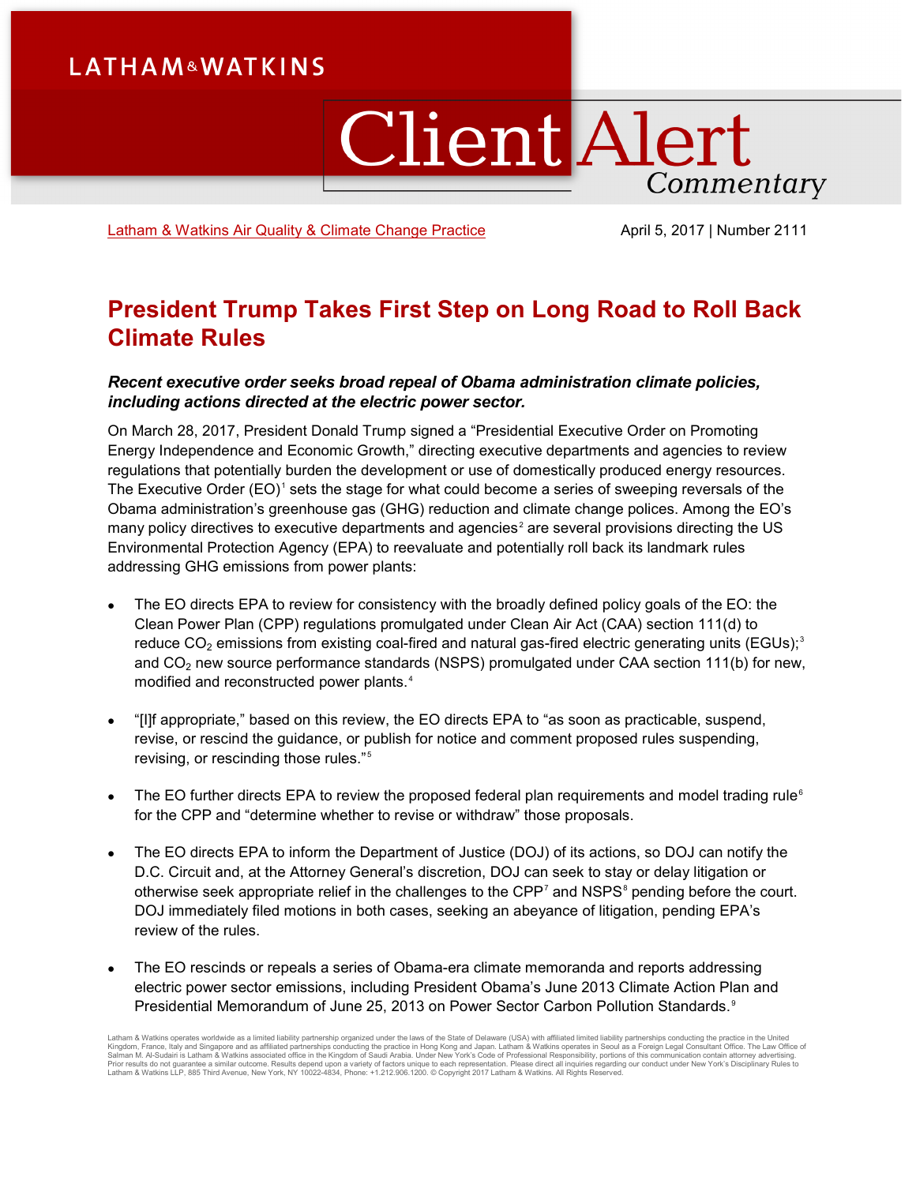# Client Alert Commentary

Latham & Watkins Air Quality & Climate Change Practice

April 5, 2017 | Number 2111

## President Trump Takes First Step on Long Road to Roll Back Climate Rules

***Recent executive order seeks broad repeal of Obama administration climate policies, including actions directed at the electric power sector.***

On March 28, 2017, President Donald Trump signed a "Presidential Executive Order on Promoting Energy Independence and Economic Growth," directing executive departments and agencies to review regulations that potentially burden the development or use of domestically produced energy resources. The Executive Order (EO)[1] sets the stage for what could become a series of sweeping reversals of the Obama administration's greenhouse gas (GHG) reduction and climate change polices. Among the EO's many policy directives to executive departments and agencies[2] are several provisions directing the US Environmental Protection Agency (EPA) to reevaluate and potentially roll back its landmark rules addressing GHG emissions from power plants:

- The EO directs EPA to review for consistency with the broadly defined policy goals of the EO: the Clean Power Plan (CPP) regulations promulgated under Clean Air Act (CAA) section 111(d) to reduce $CO_2$ emissions from existing coal-fired and natural gas-fired electric generating units (EGUs);[3] and $CO_2$ new source performance standards (NSPS) promulgated under CAA section 111(b) for new, modified and reconstructed power plants.[4]

- "[I]f appropriate," based on this review, the EO directs EPA to "as soon as practicable, suspend, revise, or rescind the guidance, or publish for notice and comment proposed rules suspending, revising, or rescinding those rules."[5]

- The EO further directs EPA to review the proposed federal plan requirements and model trading rule[6] for the CPP and "determine whether to revise or withdraw" those proposals.

- The EO directs EPA to inform the Department of Justice (DOJ) of its actions, so DOJ can notify the D.C. Circuit and, at the Attorney General's discretion, DOJ can seek to stay or delay litigation or otherwise seek appropriate relief in the challenges to the CPP[7] and NSPS[8] pending before the court. DOJ immediately filed motions in both cases, seeking an abeyance of litigation, pending EPA's review of the rules.

- The EO rescinds or repeals a series of Obama-era climate memoranda and reports addressing electric power sector emissions, including President Obama's June 2013 Climate Action Plan and Presidential Memorandum of June 25, 2013 on Power Sector Carbon Pollution Standards.[9]

Latham & Watkins operates worldwide as a limited liability partnership organized under the laws of the State of Delaware (USA) with affiliated limited liability partnerships conducting the practice in the United Kingdom, France, Italy and Singapore and as affiliated partnerships conducting the practice in Hong Kong and Japan. Latham & Watkins operates in Seoul as a Foreign Legal Consultant Office. The Law Office of Salman M. Al-Sudairi is Latham & Watkins associated office in the Kingdom of Saudi Arabia. Under New York's Code of Professional Responsibility, portions of this communication contain attorney advertising. Prior results do not guarantee a similar outcome. Results depend upon a variety of factors unique to each representation. Please direct all inquiries regarding our conduct under New York's Disciplinary Rules to Latham & Watkins LLP, 885 Third Avenue, New York, NY 10022-4834, Phone: +1.212.906.1200. © Copyright 2017 Latham & Watkins. All Rights Reserved.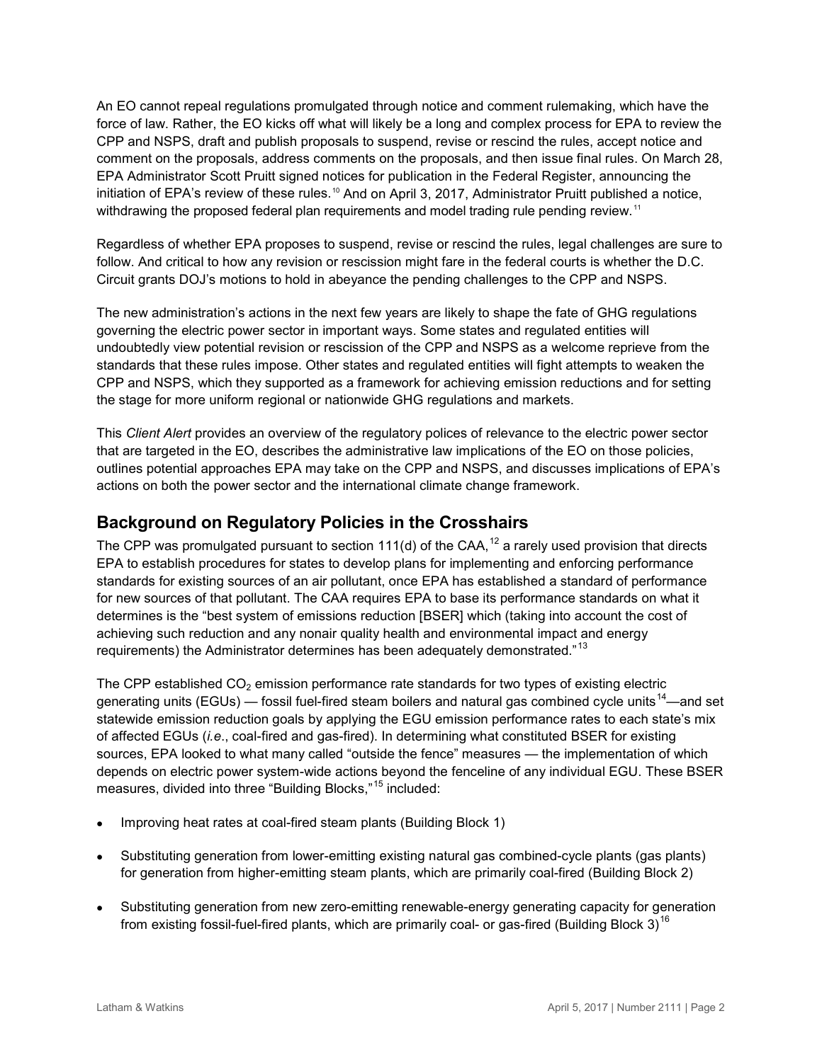An EO cannot repeal regulations promulgated through notice and comment rulemaking, which have the force of law. Rather, the EO kicks off what will likely be a long and complex process for EPA to review the CPP and NSPS, draft and publish proposals to suspend, revise or rescind the rules, accept notice and comment on the proposals, address comments on the proposals, and then issue final rules. On March 28, EPA Administrator Scott Pruitt signed notices for publication in the Federal Register, announcing the initiation of EPA's review of these rules.[10] And on April 3, 2017, Administrator Pruitt published a notice, withdrawing the proposed federal plan requirements and model trading rule pending review.[11]

Regardless of whether EPA proposes to suspend, revise or rescind the rules, legal challenges are sure to follow. And critical to how any revision or rescission might fare in the federal courts is whether the D.C. Circuit grants DOJ's motions to hold in abeyance the pending challenges to the CPP and NSPS.

The new administration's actions in the next few years are likely to shape the fate of GHG regulations governing the electric power sector in important ways. Some states and regulated entities will undoubtedly view potential revision or rescission of the CPP and NSPS as a welcome reprieve from the standards that these rules impose. Other states and regulated entities will fight attempts to weaken the CPP and NSPS, which they supported as a framework for achieving emission reductions and for setting the stage for more uniform regional or nationwide GHG regulations and markets.

This *Client Alert* provides an overview of the regulatory polices of relevance to the electric power sector that are targeted in the EO, describes the administrative law implications of the EO on those policies, outlines potential approaches EPA may take on the CPP and NSPS, and discusses implications of EPA's actions on both the power sector and the international climate change framework.

## Background on Regulatory Policies in the Crosshairs

The CPP was promulgated pursuant to section 111(d) of the CAA,[12] a rarely used provision that directs EPA to establish procedures for states to develop plans for implementing and enforcing performance standards for existing sources of an air pollutant, once EPA has established a standard of performance for new sources of that pollutant. The CAA requires EPA to base its performance standards on what it determines is the "best system of emissions reduction [BSER] which (taking into account the cost of achieving such reduction and any nonair quality health and environmental impact and energy requirements) the Administrator determines has been adequately demonstrated."[13]

The CPP established $CO_2$ emission performance rate standards for two types of existing electric generating units (EGUs) — fossil fuel-fired steam boilers and natural gas combined cycle units[14]—and set statewide emission reduction goals by applying the EGU emission performance rates to each state's mix of affected EGUs (*i.e*., coal-fired and gas-fired). In determining what constituted BSER for existing sources, EPA looked to what many called "outside the fence" measures — the implementation of which depends on electric power system-wide actions beyond the fenceline of any individual EGU. These BSER measures, divided into three "Building Blocks,"[15] included:

- Improving heat rates at coal-fired steam plants (Building Block 1)
- Substituting generation from lower-emitting existing natural gas combined-cycle plants (gas plants) for generation from higher-emitting steam plants, which are primarily coal-fired (Building Block 2)
- Substituting generation from new zero-emitting renewable-energy generating capacity for generation from existing fossil-fuel-fired plants, which are primarily coal- or gas-fired (Building Block 3)[16]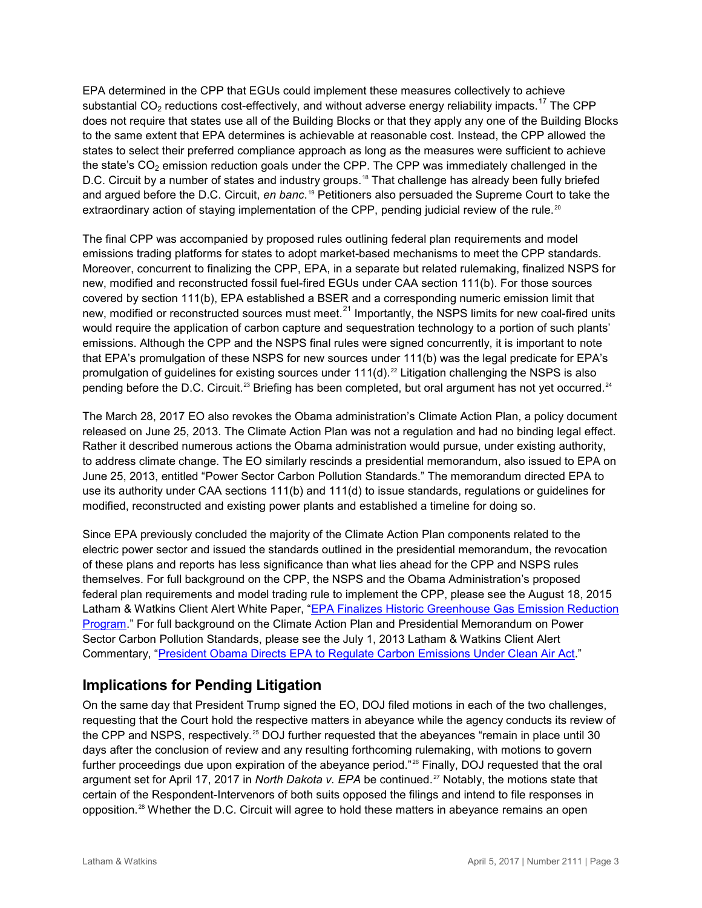EPA determined in the CPP that EGUs could implement these measures collectively to achieve substantial $CO_2$ reductions cost-effectively, and without adverse energy reliability impacts.[17] The CPP does not require that states use all of the Building Blocks or that they apply any one of the Building Blocks to the same extent that EPA determines is achievable at reasonable cost. Instead, the CPP allowed the states to select their preferred compliance approach as long as the measures were sufficient to achieve the state's $CO_2$ emission reduction goals under the CPP. The CPP was immediately challenged in the D.C. Circuit by a number of states and industry groups.[18] That challenge has already been fully briefed and argued before the D.C. Circuit, *en banc*.[19] Petitioners also persuaded the Supreme Court to take the extraordinary action of staying implementation of the CPP, pending judicial review of the rule.[20]

The final CPP was accompanied by proposed rules outlining federal plan requirements and model emissions trading platforms for states to adopt market-based mechanisms to meet the CPP standards. Moreover, concurrent to finalizing the CPP, EPA, in a separate but related rulemaking, finalized NSPS for new, modified and reconstructed fossil fuel-fired EGUs under CAA section 111(b). For those sources covered by section 111(b), EPA established a BSER and a corresponding numeric emission limit that new, modified or reconstructed sources must meet.[21] Importantly, the NSPS limits for new coal-fired units would require the application of carbon capture and sequestration technology to a portion of such plants' emissions. Although the CPP and the NSPS final rules were signed concurrently, it is important to note that EPA's promulgation of these NSPS for new sources under 111(b) was the legal predicate for EPA's promulgation of guidelines for existing sources under 111(d).[22] Litigation challenging the NSPS is also pending before the D.C. Circuit.[23] Briefing has been completed, but oral argument has not yet occurred.[24]

The March 28, 2017 EO also revokes the Obama administration's Climate Action Plan, a policy document released on June 25, 2013. The Climate Action Plan was not a regulation and had no binding legal effect. Rather it described numerous actions the Obama administration would pursue, under existing authority, to address climate change. The EO similarly rescinds a presidential memorandum, also issued to EPA on June 25, 2013, entitled "Power Sector Carbon Pollution Standards." The memorandum directed EPA to use its authority under CAA sections 111(b) and 111(d) to issue standards, regulations or guidelines for modified, reconstructed and existing power plants and established a timeline for doing so.

Since EPA previously concluded the majority of the Climate Action Plan components related to the electric power sector and issued the standards outlined in the presidential memorandum, the revocation of these plans and reports has less significance than what lies ahead for the CPP and NSPS rules themselves. For full background on the CPP, the NSPS and the Obama Administration's proposed federal plan requirements and model trading rule to implement the CPP, please see the August 18, 2015 Latham & Watkins Client Alert White Paper, "EPA Finalizes Historic Greenhouse Gas Emission Reduction Program." For full background on the Climate Action Plan and Presidential Memorandum on Power Sector Carbon Pollution Standards, please see the July 1, 2013 Latham & Watkins Client Alert Commentary, "President Obama Directs EPA to Regulate Carbon Emissions Under Clean Air Act."

## Implications for Pending Litigation

On the same day that President Trump signed the EO, DOJ filed motions in each of the two challenges, requesting that the Court hold the respective matters in abeyance while the agency conducts its review of the CPP and NSPS, respectively.[25] DOJ further requested that the abeyances "remain in place until 30 days after the conclusion of review and any resulting forthcoming rulemaking, with motions to govern further proceedings due upon expiration of the abeyance period."[26] Finally, DOJ requested that the oral argument set for April 17, 2017 in *North Dakota v. EPA* be continued.[27] Notably, the motions state that certain of the Respondent-Intervenors of both suits opposed the filings and intend to file responses in opposition.[28] Whether the D.C. Circuit will agree to hold these matters in abeyance remains an open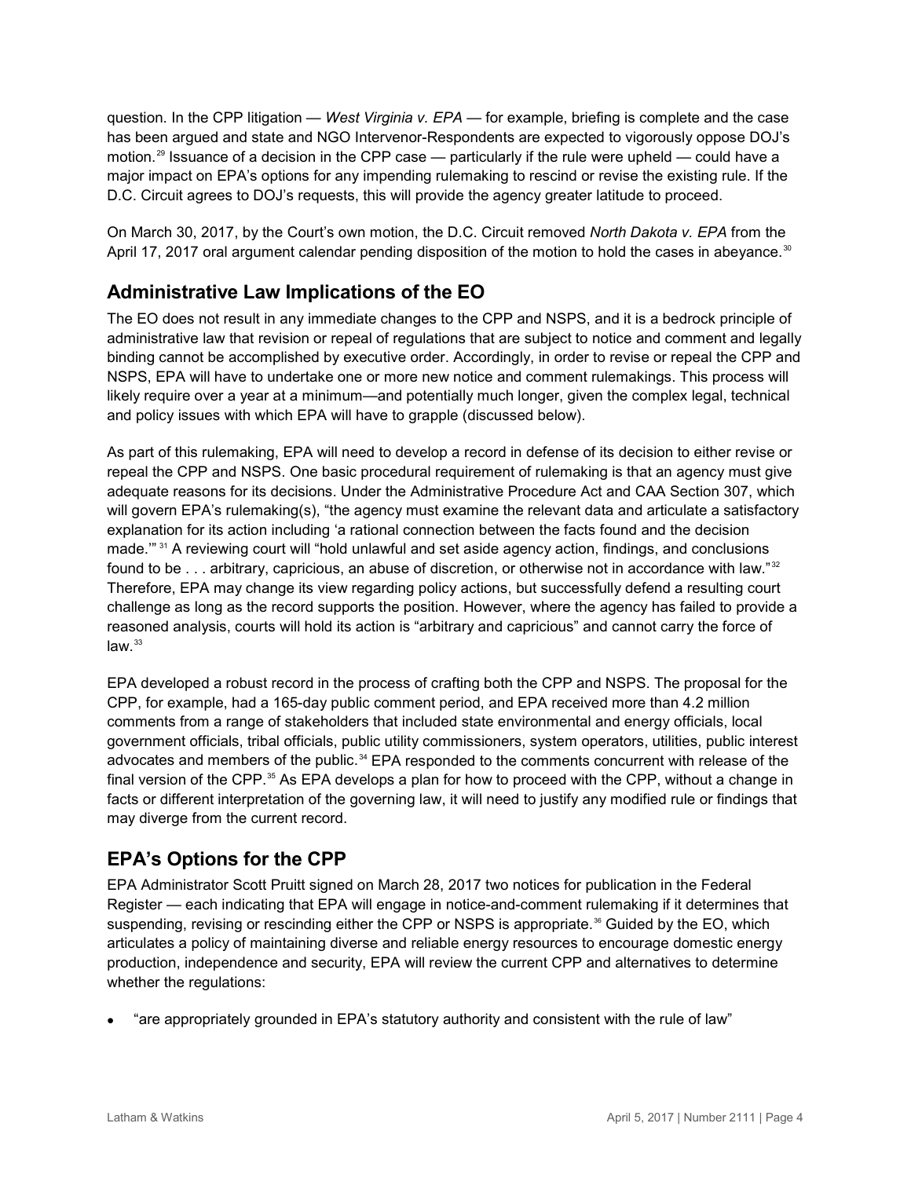question. In the CPP litigation — *West Virginia v. EPA* — for example, briefing is complete and the case has been argued and state and NGO Intervenor-Respondents are expected to vigorously oppose DOJ's motion.[29] Issuance of a decision in the CPP case — particularly if the rule were upheld — could have a major impact on EPA's options for any impending rulemaking to rescind or revise the existing rule. If the D.C. Circuit agrees to DOJ's requests, this will provide the agency greater latitude to proceed.

On March 30, 2017, by the Court's own motion, the D.C. Circuit removed *North Dakota v. EPA* from the April 17, 2017 oral argument calendar pending disposition of the motion to hold the cases in abeyance.[30]

## Administrative Law Implications of the EO

The EO does not result in any immediate changes to the CPP and NSPS, and it is a bedrock principle of administrative law that revision or repeal of regulations that are subject to notice and comment and legally binding cannot be accomplished by executive order. Accordingly, in order to revise or repeal the CPP and NSPS, EPA will have to undertake one or more new notice and comment rulemakings. This process will likely require over a year at a minimum—and potentially much longer, given the complex legal, technical and policy issues with which EPA will have to grapple (discussed below).

As part of this rulemaking, EPA will need to develop a record in defense of its decision to either revise or repeal the CPP and NSPS. One basic procedural requirement of rulemaking is that an agency must give adequate reasons for its decisions. Under the Administrative Procedure Act and CAA Section 307, which will govern EPA's rulemaking(s), "the agency must examine the relevant data and articulate a satisfactory explanation for its action including 'a rational connection between the facts found and the decision made.'"[31] A reviewing court will "hold unlawful and set aside agency action, findings, and conclusions found to be . . . arbitrary, capricious, an abuse of discretion, or otherwise not in accordance with law."[32] Therefore, EPA may change its view regarding policy actions, but successfully defend a resulting court challenge as long as the record supports the position. However, where the agency has failed to provide a reasoned analysis, courts will hold its action is "arbitrary and capricious" and cannot carry the force of law.[33]

EPA developed a robust record in the process of crafting both the CPP and NSPS. The proposal for the CPP, for example, had a 165-day public comment period, and EPA received more than 4.2 million comments from a range of stakeholders that included state environmental and energy officials, local government officials, tribal officials, public utility commissioners, system operators, utilities, public interest advocates and members of the public.[34] EPA responded to the comments concurrent with release of the final version of the CPP.[35] As EPA develops a plan for how to proceed with the CPP, without a change in facts or different interpretation of the governing law, it will need to justify any modified rule or findings that may diverge from the current record.

## EPA's Options for the CPP

EPA Administrator Scott Pruitt signed on March 28, 2017 two notices for publication in the Federal Register — each indicating that EPA will engage in notice-and-comment rulemaking if it determines that suspending, revising or rescinding either the CPP or NSPS is appropriate.[36] Guided by the EO, which articulates a policy of maintaining diverse and reliable energy resources to encourage domestic energy production, independence and security, EPA will review the current CPP and alternatives to determine whether the regulations:

- "are appropriately grounded in EPA's statutory authority and consistent with the rule of law"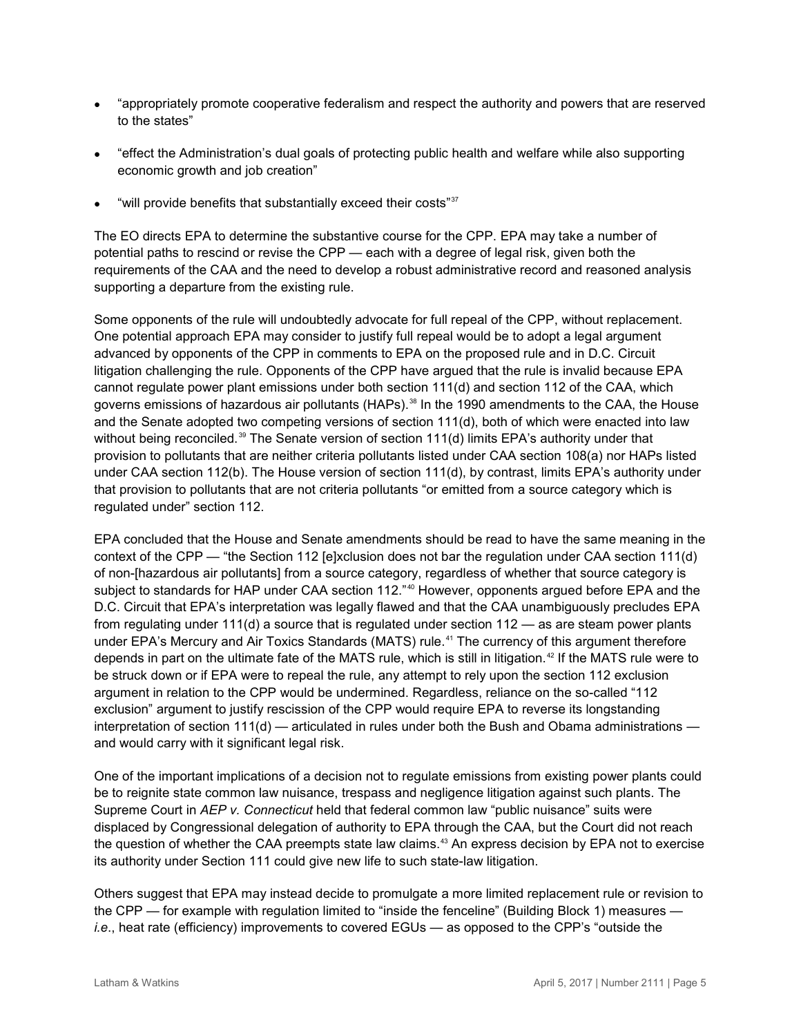- "appropriately promote cooperative federalism and respect the authority and powers that are reserved to the states"
- "effect the Administration's dual goals of protecting public health and welfare while also supporting economic growth and job creation"
- "will provide benefits that substantially exceed their costs"[37]

The EO directs EPA to determine the substantive course for the CPP. EPA may take a number of potential paths to rescind or revise the CPP — each with a degree of legal risk, given both the requirements of the CAA and the need to develop a robust administrative record and reasoned analysis supporting a departure from the existing rule.

Some opponents of the rule will undoubtedly advocate for full repeal of the CPP, without replacement. One potential approach EPA may consider to justify full repeal would be to adopt a legal argument advanced by opponents of the CPP in comments to EPA on the proposed rule and in D.C. Circuit litigation challenging the rule. Opponents of the CPP have argued that the rule is invalid because EPA cannot regulate power plant emissions under both section 111(d) and section 112 of the CAA, which governs emissions of hazardous air pollutants (HAPs).[38] In the 1990 amendments to the CAA, the House and the Senate adopted two competing versions of section 111(d), both of which were enacted into law without being reconciled.[39] The Senate version of section 111(d) limits EPA's authority under that provision to pollutants that are neither criteria pollutants listed under CAA section 108(a) nor HAPs listed under CAA section 112(b). The House version of section 111(d), by contrast, limits EPA's authority under that provision to pollutants that are not criteria pollutants "or emitted from a source category which is regulated under" section 112.

EPA concluded that the House and Senate amendments should be read to have the same meaning in the context of the CPP — "the Section 112 [e]xclusion does not bar the regulation under CAA section 111(d) of non-[hazardous air pollutants] from a source category, regardless of whether that source category is subject to standards for HAP under CAA section 112."[40] However, opponents argued before EPA and the D.C. Circuit that EPA's interpretation was legally flawed and that the CAA unambiguously precludes EPA from regulating under 111(d) a source that is regulated under section 112 — as are steam power plants under EPA's Mercury and Air Toxics Standards (MATS) rule.[41] The currency of this argument therefore depends in part on the ultimate fate of the MATS rule, which is still in litigation.[42] If the MATS rule were to be struck down or if EPA were to repeal the rule, any attempt to rely upon the section 112 exclusion argument in relation to the CPP would be undermined. Regardless, reliance on the so-called "112 exclusion" argument to justify rescission of the CPP would require EPA to reverse its longstanding interpretation of section 111(d) — articulated in rules under both the Bush and Obama administrations — and would carry with it significant legal risk.

One of the important implications of a decision not to regulate emissions from existing power plants could be to reignite state common law nuisance, trespass and negligence litigation against such plants. The Supreme Court in *AEP v. Connecticut* held that federal common law "public nuisance" suits were displaced by Congressional delegation of authority to EPA through the CAA, but the Court did not reach the question of whether the CAA preempts state law claims.[43] An express decision by EPA not to exercise its authority under Section 111 could give new life to such state-law litigation.

Others suggest that EPA may instead decide to promulgate a more limited replacement rule or revision to the CPP — for example with regulation limited to "inside the fenceline" (Building Block 1) measures — *i.e.*, heat rate (efficiency) improvements to covered EGUs — as opposed to the CPP's "outside the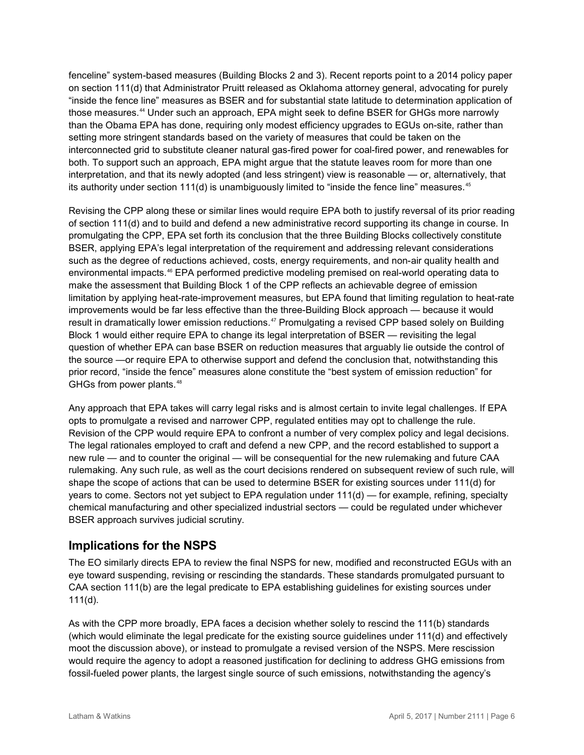fenceline" system-based measures (Building Blocks 2 and 3). Recent reports point to a 2014 policy paper on section 111(d) that Administrator Pruitt released as Oklahoma attorney general, advocating for purely "inside the fence line" measures as BSER and for substantial state latitude to determination application of those measures.[44] Under such an approach, EPA might seek to define BSER for GHGs more narrowly than the Obama EPA has done, requiring only modest efficiency upgrades to EGUs on-site, rather than setting more stringent standards based on the variety of measures that could be taken on the interconnected grid to substitute cleaner natural gas-fired power for coal-fired power, and renewables for both. To support such an approach, EPA might argue that the statute leaves room for more than one interpretation, and that its newly adopted (and less stringent) view is reasonable — or, alternatively, that its authority under section 111(d) is unambiguously limited to "inside the fence line" measures.[45]

Revising the CPP along these or similar lines would require EPA both to justify reversal of its prior reading of section 111(d) and to build and defend a new administrative record supporting its change in course. In promulgating the CPP, EPA set forth its conclusion that the three Building Blocks collectively constitute BSER, applying EPA's legal interpretation of the requirement and addressing relevant considerations such as the degree of reductions achieved, costs, energy requirements, and non-air quality health and environmental impacts.[46] EPA performed predictive modeling premised on real-world operating data to make the assessment that Building Block 1 of the CPP reflects an achievable degree of emission limitation by applying heat-rate-improvement measures, but EPA found that limiting regulation to heat-rate improvements would be far less effective than the three-Building Block approach — because it would result in dramatically lower emission reductions.[47] Promulgating a revised CPP based solely on Building Block 1 would either require EPA to change its legal interpretation of BSER — revisiting the legal question of whether EPA can base BSER on reduction measures that arguably lie outside the control of the source —or require EPA to otherwise support and defend the conclusion that, notwithstanding this prior record, "inside the fence" measures alone constitute the "best system of emission reduction" for GHGs from power plants.[48]

Any approach that EPA takes will carry legal risks and is almost certain to invite legal challenges. If EPA opts to promulgate a revised and narrower CPP, regulated entities may opt to challenge the rule. Revision of the CPP would require EPA to confront a number of very complex policy and legal decisions. The legal rationales employed to craft and defend a new CPP, and the record established to support a new rule — and to counter the original — will be consequential for the new rulemaking and future CAA rulemaking. Any such rule, as well as the court decisions rendered on subsequent review of such rule, will shape the scope of actions that can be used to determine BSER for existing sources under 111(d) for years to come. Sectors not yet subject to EPA regulation under 111(d) — for example, refining, specialty chemical manufacturing and other specialized industrial sectors — could be regulated under whichever BSER approach survives judicial scrutiny.

## Implications for the NSPS

The EO similarly directs EPA to review the final NSPS for new, modified and reconstructed EGUs with an eye toward suspending, revising or rescinding the standards. These standards promulgated pursuant to CAA section 111(b) are the legal predicate to EPA establishing guidelines for existing sources under 111(d).

As with the CPP more broadly, EPA faces a decision whether solely to rescind the 111(b) standards (which would eliminate the legal predicate for the existing source guidelines under 111(d) and effectively moot the discussion above), or instead to promulgate a revised version of the NSPS. Mere rescission would require the agency to adopt a reasoned justification for declining to address GHG emissions from fossil-fueled power plants, the largest single source of such emissions, notwithstanding the agency's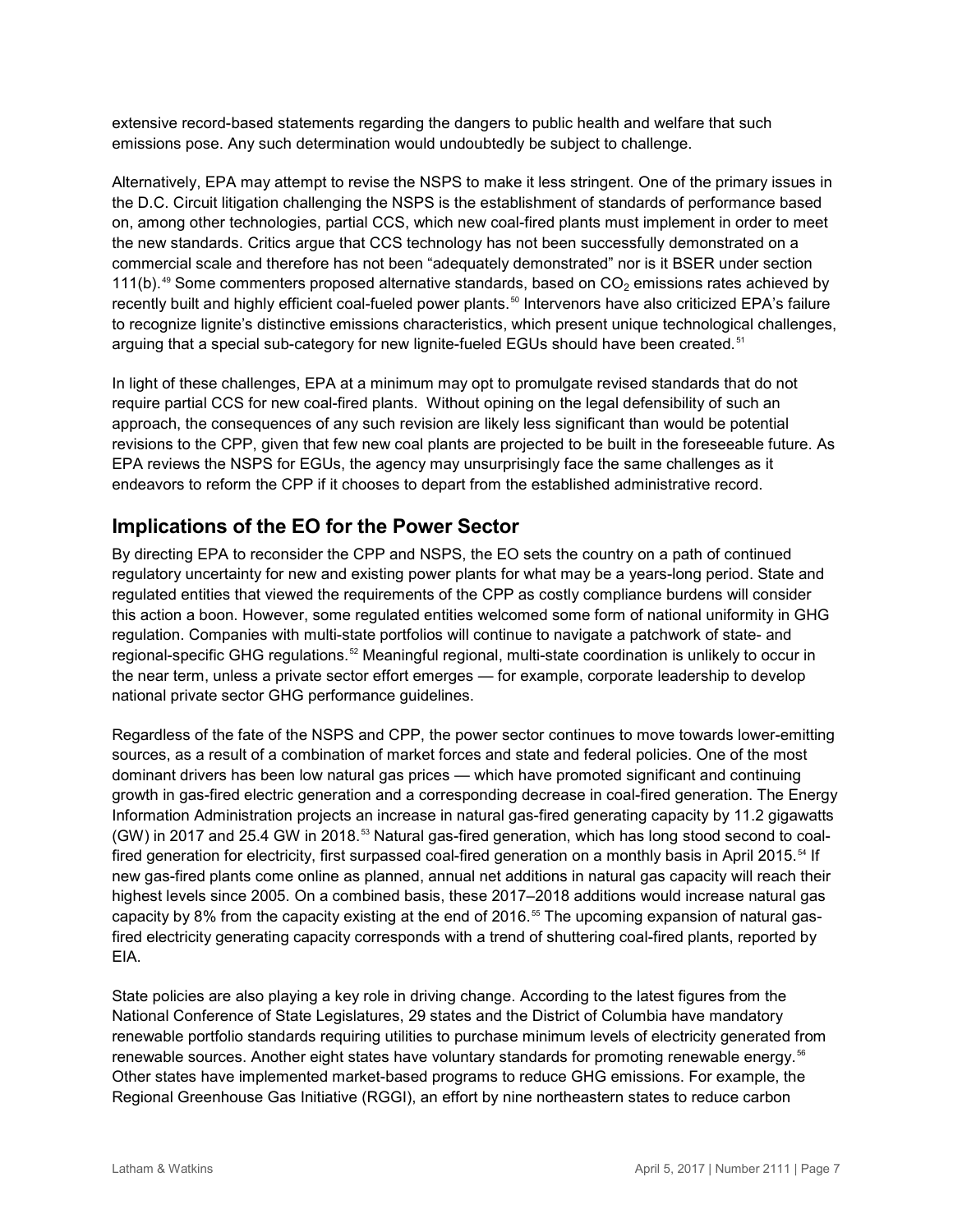extensive record-based statements regarding the dangers to public health and welfare that such emissions pose. Any such determination would undoubtedly be subject to challenge.

Alternatively, EPA may attempt to revise the NSPS to make it less stringent. One of the primary issues in the D.C. Circuit litigation challenging the NSPS is the establishment of standards of performance based on, among other technologies, partial CCS, which new coal-fired plants must implement in order to meet the new standards. Critics argue that CCS technology has not been successfully demonstrated on a commercial scale and therefore has not been "adequately demonstrated" nor is it BSER under section 111(b).[49] Some commenters proposed alternative standards, based on $CO_2$ emissions rates achieved by recently built and highly efficient coal-fueled power plants.[50] Intervenors have also criticized EPA's failure to recognize lignite's distinctive emissions characteristics, which present unique technological challenges, arguing that a special sub-category for new lignite-fueled EGUs should have been created.[51]

In light of these challenges, EPA at a minimum may opt to promulgate revised standards that do not require partial CCS for new coal-fired plants. Without opining on the legal defensibility of such an approach, the consequences of any such revision are likely less significant than would be potential revisions to the CPP, given that few new coal plants are projected to be built in the foreseeable future. As EPA reviews the NSPS for EGUs, the agency may unsurprisingly face the same challenges as it endeavors to reform the CPP if it chooses to depart from the established administrative record.

## Implications of the EO for the Power Sector

By directing EPA to reconsider the CPP and NSPS, the EO sets the country on a path of continued regulatory uncertainty for new and existing power plants for what may be a years-long period. State and regulated entities that viewed the requirements of the CPP as costly compliance burdens will consider this action a boon. However, some regulated entities welcomed some form of national uniformity in GHG regulation. Companies with multi-state portfolios will continue to navigate a patchwork of state- and regional-specific GHG regulations.[52] Meaningful regional, multi-state coordination is unlikely to occur in the near term, unless a private sector effort emerges — for example, corporate leadership to develop national private sector GHG performance guidelines.

Regardless of the fate of the NSPS and CPP, the power sector continues to move towards lower-emitting sources, as a result of a combination of market forces and state and federal policies. One of the most dominant drivers has been low natural gas prices — which have promoted significant and continuing growth in gas-fired electric generation and a corresponding decrease in coal-fired generation. The Energy Information Administration projects an increase in natural gas-fired generating capacity by 11.2 gigawatts (GW) in 2017 and 25.4 GW in 2018.[53] Natural gas-fired generation, which has long stood second to coal-fired generation for electricity, first surpassed coal-fired generation on a monthly basis in April 2015.[54] If new gas-fired plants come online as planned, annual net additions in natural gas capacity will reach their highest levels since 2005. On a combined basis, these 2017–2018 additions would increase natural gas capacity by 8% from the capacity existing at the end of 2016.[55] The upcoming expansion of natural gas-fired electricity generating capacity corresponds with a trend of shuttering coal-fired plants, reported by EIA.

State policies are also playing a key role in driving change. According to the latest figures from the National Conference of State Legislatures, 29 states and the District of Columbia have mandatory renewable portfolio standards requiring utilities to purchase minimum levels of electricity generated from renewable sources. Another eight states have voluntary standards for promoting renewable energy.[56] Other states have implemented market-based programs to reduce GHG emissions. For example, the Regional Greenhouse Gas Initiative (RGGI), an effort by nine northeastern states to reduce carbon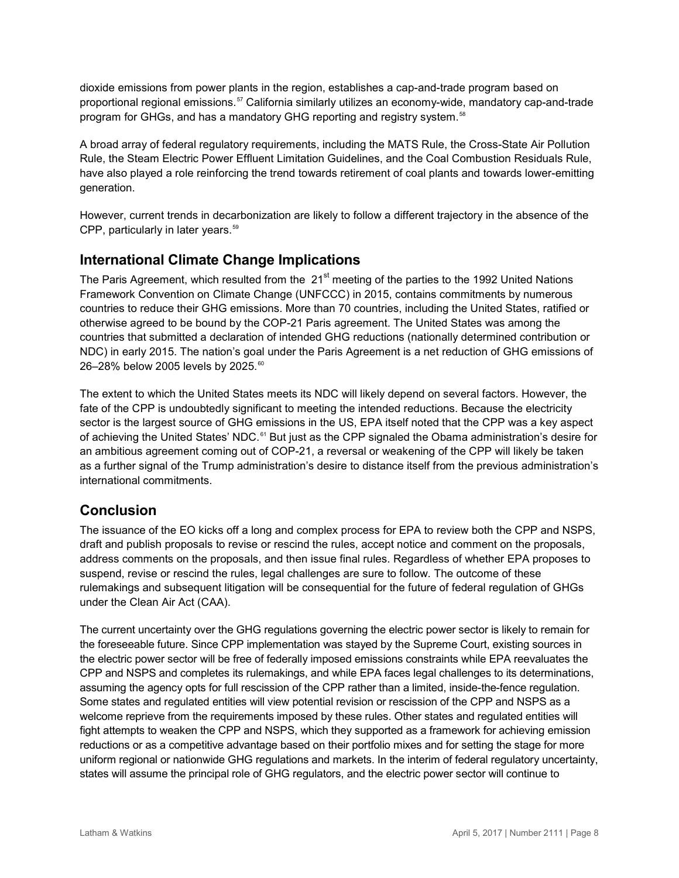dioxide emissions from power plants in the region, establishes a cap-and-trade program based on proportional regional emissions.[57] California similarly utilizes an economy-wide, mandatory cap-and-trade program for GHGs, and has a mandatory GHG reporting and registry system.[58]

A broad array of federal regulatory requirements, including the MATS Rule, the Cross-State Air Pollution Rule, the Steam Electric Power Effluent Limitation Guidelines, and the Coal Combustion Residuals Rule, have also played a role reinforcing the trend towards retirement of coal plants and towards lower-emitting generation.

However, current trends in decarbonization are likely to follow a different trajectory in the absence of the CPP, particularly in later years.[59]

## International Climate Change Implications

The Paris Agreement, which resulted from the 21st meeting of the parties to the 1992 United Nations Framework Convention on Climate Change (UNFCCC) in 2015, contains commitments by numerous countries to reduce their GHG emissions. More than 70 countries, including the United States, ratified or otherwise agreed to be bound by the COP-21 Paris agreement. The United States was among the countries that submitted a declaration of intended GHG reductions (nationally determined contribution or NDC) in early 2015. The nation's goal under the Paris Agreement is a net reduction of GHG emissions of 26–28% below 2005 levels by 2025.[60]

The extent to which the United States meets its NDC will likely depend on several factors. However, the fate of the CPP is undoubtedly significant to meeting the intended reductions. Because the electricity sector is the largest source of GHG emissions in the US, EPA itself noted that the CPP was a key aspect of achieving the United States' NDC.[61] But just as the CPP signaled the Obama administration's desire for an ambitious agreement coming out of COP-21, a reversal or weakening of the CPP will likely be taken as a further signal of the Trump administration's desire to distance itself from the previous administration's international commitments.

## Conclusion

The issuance of the EO kicks off a long and complex process for EPA to review both the CPP and NSPS, draft and publish proposals to revise or rescind the rules, accept notice and comment on the proposals, address comments on the proposals, and then issue final rules. Regardless of whether EPA proposes to suspend, revise or rescind the rules, legal challenges are sure to follow. The outcome of these rulemakings and subsequent litigation will be consequential for the future of federal regulation of GHGs under the Clean Air Act (CAA).

The current uncertainty over the GHG regulations governing the electric power sector is likely to remain for the foreseeable future. Since CPP implementation was stayed by the Supreme Court, existing sources in the electric power sector will be free of federally imposed emissions constraints while EPA reevaluates the CPP and NSPS and completes its rulemakings, and while EPA faces legal challenges to its determinations, assuming the agency opts for full rescission of the CPP rather than a limited, inside-the-fence regulation. Some states and regulated entities will view potential revision or rescission of the CPP and NSPS as a welcome reprieve from the requirements imposed by these rules. Other states and regulated entities will fight attempts to weaken the CPP and NSPS, which they supported as a framework for achieving emission reductions or as a competitive advantage based on their portfolio mixes and for setting the stage for more uniform regional or nationwide GHG regulations and markets. In the interim of federal regulatory uncertainty, states will assume the principal role of GHG regulators, and the electric power sector will continue to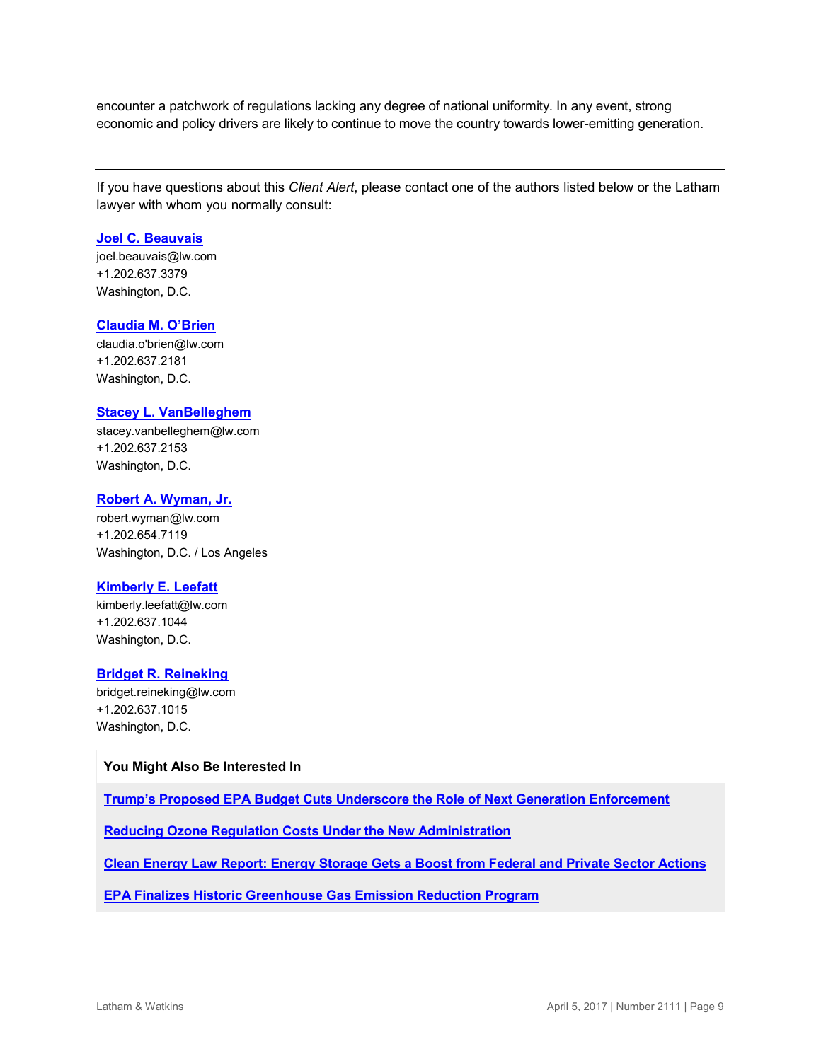encounter a patchwork of regulations lacking any degree of national uniformity. In any event, strong economic and policy drivers are likely to continue to move the country towards lower-emitting generation.

---

If you have questions about this *Client Alert*, please contact one of the authors listed below or the Latham lawyer with whom you normally consult:

**Joel C. Beauvais**
joel.beauvais@lw.com
+1.202.637.3379
Washington, D.C.

**Claudia M. O'Brien**
claudia.o'brien@lw.com
+1.202.637.2181
Washington, D.C.

**Stacey L. VanBelleghem**
stacey.vanbelleghem@lw.com
+1.202.637.2153
Washington, D.C.

**Robert A. Wyman, Jr.**
robert.wyman@lw.com
+1.202.654.7119
Washington, D.C. / Los Angeles

**Kimberly E. Leefatt**
kimberly.leefatt@lw.com
+1.202.637.1044
Washington, D.C.

**Bridget R. Reineking**
bridget.reineking@lw.com
+1.202.637.1015
Washington, D.C.

**You Might Also Be Interested In**

**Trump's Proposed EPA Budget Cuts Underscore the Role of Next Generation Enforcement**

**Reducing Ozone Regulation Costs Under the New Administration**

**Clean Energy Law Report: Energy Storage Gets a Boost from Federal and Private Sector Actions**

**EPA Finalizes Historic Greenhouse Gas Emission Reduction Program**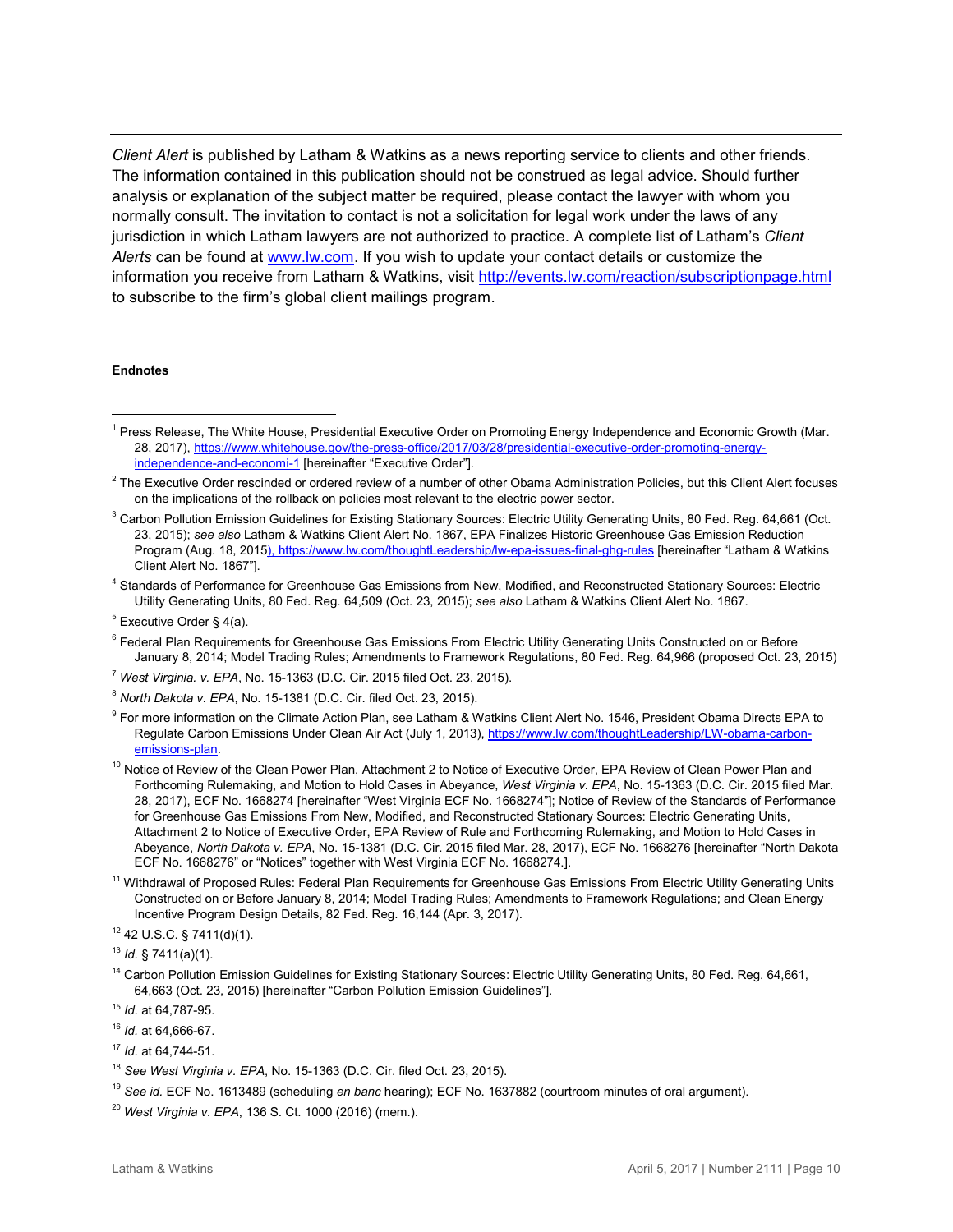*Client Alert* is published by Latham & Watkins as a news reporting service to clients and other friends. The information contained in this publication should not be construed as legal advice. Should further analysis or explanation of the subject matter be required, please contact the lawyer with whom you normally consult. The invitation to contact is not a solicitation for legal work under the laws of any jurisdiction in which Latham lawyers are not authorized to practice. A complete list of Latham's *Client Alerts* can be found at [www.lw.com](http://www.lw.com). If you wish to update your contact details or customize the information you receive from Latham & Watkins, visit [http://events.lw.com/reaction/subscriptionpage.html](http://events.lw.com/reaction/subscriptionpage.html) to subscribe to the firm's global client mailings program.

**Endnotes**

[1] Press Release, The White House, Presidential Executive Order on Promoting Energy Independence and Economic Growth (Mar. 28, 2017), https://www.whitehouse.gov/the-press-office/2017/03/28/presidential-executive-order-promoting-energy-independence-and-economi-1 [hereinafter "Executive Order"].

[2] The Executive Order rescinded or ordered review of a number of other Obama Administration Policies, but this Client Alert focuses on the implications of the rollback on policies most relevant to the electric power sector.

[3] Carbon Pollution Emission Guidelines for Existing Stationary Sources: Electric Utility Generating Units, 80 Fed. Reg. 64,661 (Oct. 23, 2015); *see also* Latham & Watkins Client Alert No. 1867, EPA Finalizes Historic Greenhouse Gas Emission Reduction Program (Aug. 18, 2015), https://www.lw.com/thoughtLeadership/lw-epa-issues-final-ghg-rules [hereinafter "Latham & Watkins Client Alert No. 1867"].

[4] Standards of Performance for Greenhouse Gas Emissions from New, Modified, and Reconstructed Stationary Sources: Electric Utility Generating Units, 80 Fed. Reg. 64,509 (Oct. 23, 2015); *see also* Latham & Watkins Client Alert No. 1867.

[5] Executive Order § 4(a).

[6] Federal Plan Requirements for Greenhouse Gas Emissions From Electric Utility Generating Units Constructed on or Before January 8, 2014; Model Trading Rules; Amendments to Framework Regulations, 80 Fed. Reg. 64,966 (proposed Oct. 23, 2015)

[7] *West Virginia. v. EPA*, No. 15-1363 (D.C. Cir. 2015 filed Oct. 23, 2015).

[8] *North Dakota v. EPA*, No. 15-1381 (D.C. Cir. filed Oct. 23, 2015).

[9] For more information on the Climate Action Plan, see Latham & Watkins Client Alert No. 1546, President Obama Directs EPA to Regulate Carbon Emissions Under Clean Air Act (July 1, 2013), https://www.lw.com/thoughtLeadership/LW-obama-carbon-emissions-plan.

[10] Notice of Review of the Clean Power Plan, Attachment 2 to Notice of Executive Order, EPA Review of Clean Power Plan and Forthcoming Rulemaking, and Motion to Hold Cases in Abeyance, *West Virginia v. EPA*, No. 15-1363 (D.C. Cir. 2015 filed Mar. 28, 2017), ECF No. 1668274 [hereinafter "West Virginia ECF No. 1668274"]; Notice of Review of the Standards of Performance for Greenhouse Gas Emissions From New, Modified, and Reconstructed Stationary Sources: Electric Generating Units, Attachment 2 to Notice of Executive Order, EPA Review of Rule and Forthcoming Rulemaking, and Motion to Hold Cases in Abeyance, *North Dakota v. EPA*, No. 15-1381 (D.C. Cir. 2015 filed Mar. 28, 2017), ECF No. 1668276 [hereinafter "North Dakota ECF No. 1668276" or "Notices" together with West Virginia ECF No. 1668274.].

[11] Withdrawal of Proposed Rules: Federal Plan Requirements for Greenhouse Gas Emissions From Electric Utility Generating Units Constructed on or Before January 8, 2014; Model Trading Rules; Amendments to Framework Regulations; and Clean Energy Incentive Program Design Details, 82 Fed. Reg. 16,144 (Apr. 3, 2017).

[12] 42 U.S.C. § 7411(d)(1).

[13] *Id.* § 7411(a)(1).

[14] Carbon Pollution Emission Guidelines for Existing Stationary Sources: Electric Utility Generating Units, 80 Fed. Reg. 64,661, 64,663 (Oct. 23, 2015) [hereinafter "Carbon Pollution Emission Guidelines"].

[15] *Id.* at 64,787-95.

[16] *Id.* at 64,666-67.

[17] *Id.* at 64,744-51.

[18] *See West Virginia v. EPA*, No. 15-1363 (D.C. Cir. filed Oct. 23, 2015).

[19] *See id.* ECF No. 1613489 (scheduling *en banc* hearing); ECF No. 1637882 (courtroom minutes of oral argument).

[20] *West Virginia v. EPA*, 136 S. Ct. 1000 (2016) (mem.).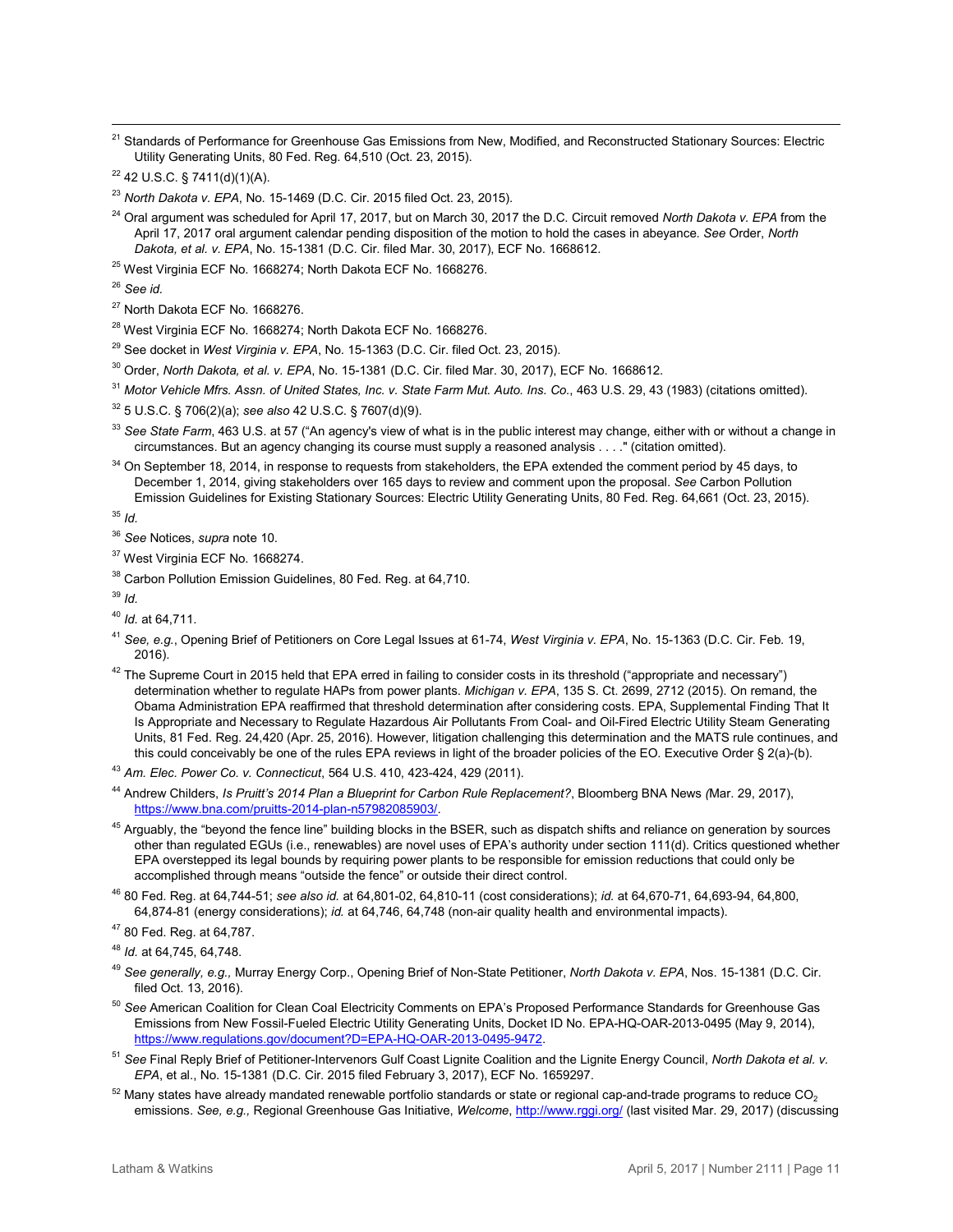[21] Standards of Performance for Greenhouse Gas Emissions from New, Modified, and Reconstructed Stationary Sources: Electric Utility Generating Units, 80 Fed. Reg. 64,510 (Oct. 23, 2015).

[22] 42 U.S.C. § 7411(d)(1)(A).

[23] *North Dakota v. EPA*, No. 15-1469 (D.C. Cir. 2015 filed Oct. 23, 2015).

[24] Oral argument was scheduled for April 17, 2017, but on March 30, 2017 the D.C. Circuit removed *North Dakota v. EPA* from the April 17, 2017 oral argument calendar pending disposition of the motion to hold the cases in abeyance. *See* Order, *North Dakota, et al. v. EPA*, No. 15-1381 (D.C. Cir. filed Mar. 30, 2017), ECF No. 1668612.

[25] West Virginia ECF No. 1668274; North Dakota ECF No. 1668276.

[26] *See id.*

[27] North Dakota ECF No. 1668276.

[28] West Virginia ECF No. 1668274; North Dakota ECF No. 1668276.

[29] See docket in *West Virginia v. EPA*, No. 15-1363 (D.C. Cir. filed Oct. 23, 2015).

[30] Order, *North Dakota, et al. v. EPA*, No. 15-1381 (D.C. Cir. filed Mar. 30, 2017), ECF No. 1668612.

[31] *Motor Vehicle Mfrs. Assn. of United States, Inc. v. State Farm Mut. Auto. Ins. Co.*, 463 U.S. 29, 43 (1983) (citations omitted).

[32] 5 U.S.C. § 706(2)(a); *see also* 42 U.S.C. § 7607(d)(9).

[33] *See State Farm*, 463 U.S. at 57 ("An agency's view of what is in the public interest may change, either with or without a change in circumstances. But an agency changing its course must supply a reasoned analysis . . . ." (citation omitted).

[34] On September 18, 2014, in response to requests from stakeholders, the EPA extended the comment period by 45 days, to December 1, 2014, giving stakeholders over 165 days to review and comment upon the proposal. *See* Carbon Pollution Emission Guidelines for Existing Stationary Sources: Electric Utility Generating Units, 80 Fed. Reg. 64,661 (Oct. 23, 2015).

[35] *Id.*

[36] *See* Notices, *supra* note 10.

[37] West Virginia ECF No. 1668274.

[38] Carbon Pollution Emission Guidelines, 80 Fed. Reg. at 64,710.

[39] *Id.*

[40] *Id.* at 64,711.

[41] *See, e.g.*, Opening Brief of Petitioners on Core Legal Issues at 61-74, *West Virginia v. EPA*, No. 15-1363 (D.C. Cir. Feb. 19, 2016).

[42] The Supreme Court in 2015 held that EPA erred in failing to consider costs in its threshold ("appropriate and necessary") determination whether to regulate HAPs from power plants. *Michigan v. EPA*, 135 S. Ct. 2699, 2712 (2015). On remand, the Obama Administration EPA reaffirmed that threshold determination after considering costs. EPA, Supplemental Finding That It Is Appropriate and Necessary to Regulate Hazardous Air Pollutants From Coal- and Oil-Fired Electric Utility Steam Generating Units, 81 Fed. Reg. 24,420 (Apr. 25, 2016). However, litigation challenging this determination and the MATS rule continues, and this could conceivably be one of the rules EPA reviews in light of the broader policies of the EO. Executive Order § 2(a)-(b).

[43] *Am. Elec. Power Co. v. Connecticut*, 564 U.S. 410, 423-424, 429 (2011).

[44] Andrew Childers, *Is Pruitt's 2014 Plan a Blueprint for Carbon Rule Replacement?*, Bloomberg BNA News *(*Mar. 29, 2017), https://www.bna.com/pruitts-2014-plan-n57982085903/.

[45] Arguably, the "beyond the fence line" building blocks in the BSER, such as dispatch shifts and reliance on generation by sources other than regulated EGUs (i.e., renewables) are novel uses of EPA's authority under section 111(d). Critics questioned whether EPA overstepped its legal bounds by requiring power plants to be responsible for emission reductions that could only be accomplished through means "outside the fence" or outside their direct control.

[46] 80 Fed. Reg. at 64,744-51; *see also id.* at 64,801-02, 64,810-11 (cost considerations); *id.* at 64,670-71, 64,693-94, 64,800, 64,874-81 (energy considerations); *id.* at 64,746, 64,748 (non-air quality health and environmental impacts).

[47] 80 Fed. Reg. at 64,787.

[48] *Id.* at 64,745, 64,748.

[49] *See generally, e.g.,* Murray Energy Corp., Opening Brief of Non-State Petitioner, *North Dakota v. EPA*, Nos. 15-1381 (D.C. Cir. filed Oct. 13, 2016).

[50] *See* American Coalition for Clean Coal Electricity Comments on EPA's Proposed Performance Standards for Greenhouse Gas Emissions from New Fossil-Fueled Electric Utility Generating Units, Docket ID No. EPA-HQ-OAR-2013-0495 (May 9, 2014), https://www.regulations.gov/document?D=EPA-HQ-OAR-2013-0495-9472.

[51] *See* Final Reply Brief of Petitioner-Intervenors Gulf Coast Lignite Coalition and the Lignite Energy Council, *North Dakota et al. v. EPA*, et al., No. 15-1381 (D.C. Cir. 2015 filed February 3, 2017), ECF No. 1659297.

[52] Many states have already mandated renewable portfolio standards or state or regional cap-and-trade programs to reduce $CO_2$ emissions. *See, e.g.,* Regional Greenhouse Gas Initiative, *Welcome*, http://www.rggi.org/ (last visited Mar. 29, 2017) (discussing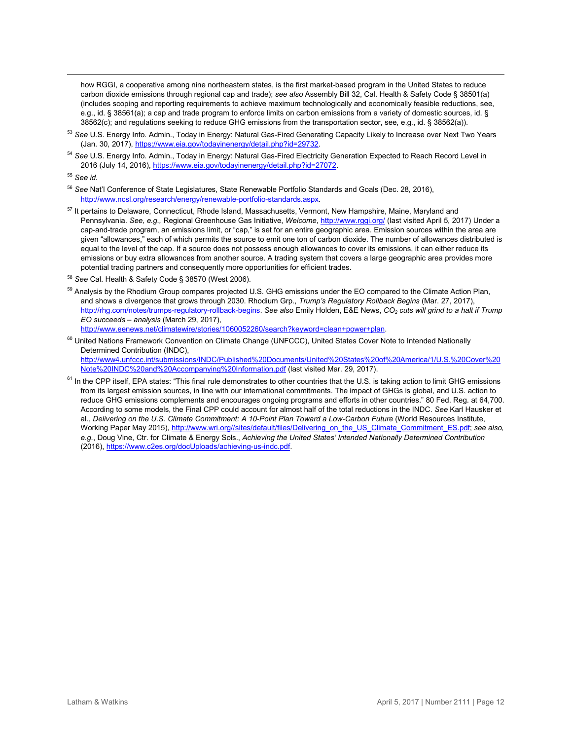how RGGI, a cooperative among nine northeastern states, is the first market-based program in the United States to reduce carbon dioxide emissions through regional cap and trade); *see also* Assembly Bill 32, Cal. Health & Safety Code § 38501(a) (includes scoping and reporting requirements to achieve maximum technologically and economically feasible reductions, see, e.g., id. § 38561(a); a cap and trade program to enforce limits on carbon emissions from a variety of domestic sources, id. § 38562(c); and regulations seeking to reduce GHG emissions from the transportation sector, see, e.g., id. § 38562(a)).

[53] *See* U.S. Energy Info. Admin., Today in Energy: Natural Gas-Fired Generating Capacity Likely to Increase over Next Two Years (Jan. 30, 2017), https://www.eia.gov/todayinenergy/detail.php?id=29732.

[54] *See* U.S. Energy Info. Admin., Today in Energy: Natural Gas-Fired Electricity Generation Expected to Reach Record Level in 2016 (July 14, 2016), https://www.eia.gov/todayinenergy/detail.php?id=27072.

[55] *See id.*

[56] *See* Nat'l Conference of State Legislatures, State Renewable Portfolio Standards and Goals (Dec. 28, 2016), http://www.ncsl.org/research/energy/renewable-portfolio-standards.aspx.

[57] It pertains to Delaware, Connecticut, Rhode Island, Massachusetts, Vermont, New Hampshire, Maine, Maryland and Pennsylvania. *See, e.g.,* Regional Greenhouse Gas Initiative, *Welcome*, http://www.rggi.org/ (last visited April 5, 2017) Under a cap-and-trade program, an emissions limit, or "cap," is set for an entire geographic area. Emission sources within the area are given "allowances," each of which permits the source to emit one ton of carbon dioxide. The number of allowances distributed is equal to the level of the cap. If a source does not possess enough allowances to cover its emissions, it can either reduce its emissions or buy extra allowances from another source. A trading system that covers a large geographic area provides more potential trading partners and consequently more opportunities for efficient trades.

[58] *See* Cal. Health & Safety Code § 38570 (West 2006).

[59] Analysis by the Rhodium Group compares projected U.S. GHG emissions under the EO compared to the Climate Action Plan, and shows a divergence that grows through 2030. Rhodium Grp., *Trump's Regulatory Rollback Begins* (Mar. 27, 2017), http://rhg.com/notes/trumps-regulatory-rollback-begins. *See also* Emily Holden, E&E News, *$CO_2$ cuts will grind to a halt if Trump EO succeeds – analysis* (March 29, 2017), http://www.eenews.net/climatewire/stories/1060052260/search?keyword=clean+power+plan.

[60] United Nations Framework Convention on Climate Change (UNFCCC), United States Cover Note to Intended Nationally Determined Contribution (INDC), http://www4.unfccc.int/submissions/INDC/Published%20Documents/United%20States%20of%20America/1/U.S.%20Cover%20Note%20INDC%20and%20Accompanying%20Information.pdf (last visited Mar. 29, 2017).

[61] In the CPP itself, EPA states: "This final rule demonstrates to other countries that the U.S. is taking action to limit GHG emissions from its largest emission sources, in line with our international commitments. The impact of GHGs is global, and U.S. action to reduce GHG emissions complements and encourages ongoing programs and efforts in other countries." 80 Fed. Reg. at 64,700. According to some models, the Final CPP could account for almost half of the total reductions in the INDC. *See* Karl Hausker et al., *Delivering on the U.S. Climate Commitment: A 10-Point Plan Toward a Low-Carbon Future* (World Resources Institute, Working Paper May 2015), http://www.wri.org//sites/default/files/Delivering_on_the_US_Climate_Commitment_ES.pdf; *see also, e.g.*, Doug Vine, Ctr. for Climate & Energy Sols., *Achieving the United States' Intended Nationally Determined Contribution* (2016), https://www.c2es.org/docUploads/achieving-us-indc.pdf.